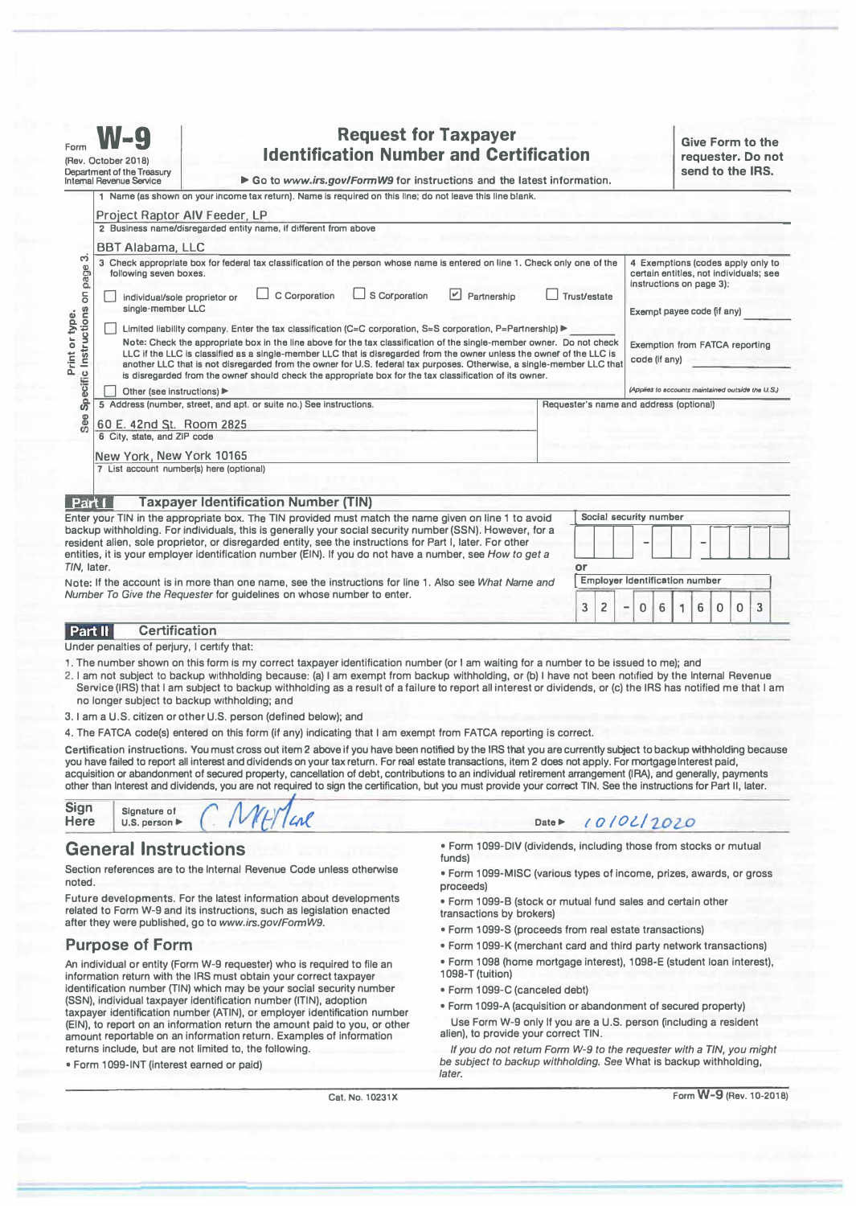Form **W-9**
(Rev. October 2018)
Department of the Treasury
Internal Revenue Service

# Request for Taxpayer Identification Number and Certification

▶ Go to *www.irs.gov/FormW9* for instructions and the latest information.

**Give Form to the requester. Do not send to the IRS.**

Print or type. See Specific Instructions on page 3.

1 Name (as shown on your income tax return). Name is required on this line; do not leave this line blank.

Project Raptor AIV Feeder, LP

2 Business name/disregarded entity name, if different from above

BBT Alabama, LLC

3 Check appropriate box for federal tax classification of the person whose name is entered on line 1. Check only one of the following seven boxes.

- ☐ Individual/sole proprietor or single-member LLC
- ☐ C Corporation
- ☐ S Corporation
- ☑ Partnership
- ☐ Trust/estate
- ☐ Limited liability company. Enter the tax classification (C=C corporation, S=S corporation, P=Partnership) ▶ ________

**Note:** Check the appropriate box in the line above for the tax classification of the single-member owner. Do not check LLC if the LLC is classified as a single-member LLC that is disregarded from the owner unless the owner of the LLC is another LLC that is not disregarded from the owner for U.S. federal tax purposes. Otherwise, a single-member LLC that is disregarded from the owner should check the appropriate box for the tax classification of its owner.

- ☐ Other (see instructions) ▶

4 Exemptions (codes apply only to certain entities, not individuals; see instructions on page 3):

Exempt payee code (if any) ________

Exemption from FATCA reporting code (if any) ________

*(Applies to accounts maintained outside the U.S.)*

5 Address (number, street, and apt. or suite no.) See instructions.

60 E. 42nd St. Room 2825

Requester's name and address (optional)

6 City, state, and ZIP code

New York, New York 10165

7 List account number(s) here (optional)

## Part I Taxpayer Identification Number (TIN)

Enter your TIN in the appropriate box. The TIN provided must match the name given on line 1 to avoid backup withholding. For individuals, this is generally your social security number (SSN). However, for a resident alien, sole proprietor, or disregarded entity, see the instructions for Part I, later. For other entities, it is your employer identification number (EIN). If you do not have a number, see *How to get a TIN,* later.

**Note:** If the account is in more than one name, see the instructions for line 1. Also see *What Name and Number To Give the Requester* for guidelines on whose number to enter.

Social security number: ___ – __ – ____

or

Employer identification number: 32 – 0616003

## Part II Certification

Under penalties of perjury, I certify that:

1. The number shown on this form is my correct taxpayer identification number (or I am waiting for a number to be issued to me); and
2. I am not subject to backup withholding because: (a) I am exempt from backup withholding, or (b) I have not been notified by the Internal Revenue Service (IRS) that I am subject to backup withholding as a result of a failure to report all interest or dividends, or (c) the IRS has notified me that I am no longer subject to backup withholding; and
3. I am a U.S. citizen or other U.S. person (defined below); and
4. The FATCA code(s) entered on this form (if any) indicating that I am exempt from FATCA reporting is correct.

**Certification instructions.** You must cross out item 2 above if you have been notified by the IRS that you are currently subject to backup withholding because you have failed to report all interest and dividends on your tax return. For real estate transactions, item 2 does not apply. For mortgage interest paid, acquisition or abandonment of secured property, cancellation of debt, contributions to an individual retirement arrangement (IRA), and generally, payments other than interest and dividends, you are not required to sign the certification, but you must provide your correct TIN. See the instructions for Part II, later.

**Sign Here** Signature of U.S. person ▶ C McHale    Date ▶ 10/02/2020

## General Instructions

Section references are to the Internal Revenue Code unless otherwise noted.

**Future developments.** For the latest information about developments related to Form W-9 and its instructions, such as legislation enacted after they were published, go to *www.irs.gov/FormW9.*

## Purpose of Form

An individual or entity (Form W-9 requester) who is required to file an information return with the IRS must obtain your correct taxpayer identification number (TIN) which may be your social security number (SSN), individual taxpayer identification number (ITIN), adoption taxpayer identification number (ATIN), or employer identification number (EIN), to report on an information return the amount paid to you, or other amount reportable on an information return. Examples of information returns include, but are not limited to, the following.

- Form 1099-INT (interest earned or paid)
- Form 1099-DIV (dividends, including those from stocks or mutual funds)
- Form 1099-MISC (various types of income, prizes, awards, or gross proceeds)
- Form 1099-B (stock or mutual fund sales and certain other transactions by brokers)
- Form 1099-S (proceeds from real estate transactions)
- Form 1099-K (merchant card and third party network transactions)
- Form 1098 (home mortgage interest), 1098-E (student loan interest), 1098-T (tuition)
- Form 1099-C (canceled debt)
- Form 1099-A (acquisition or abandonment of secured property)

Use Form W-9 only if you are a U.S. person (including a resident alien), to provide your correct TIN.

*If you do not return Form W-9 to the requester with a TIN, you might be subject to backup withholding. See* What is backup withholding, *later.*

Cat. No. 10231X    Form **W-9** (Rev. 10-2018)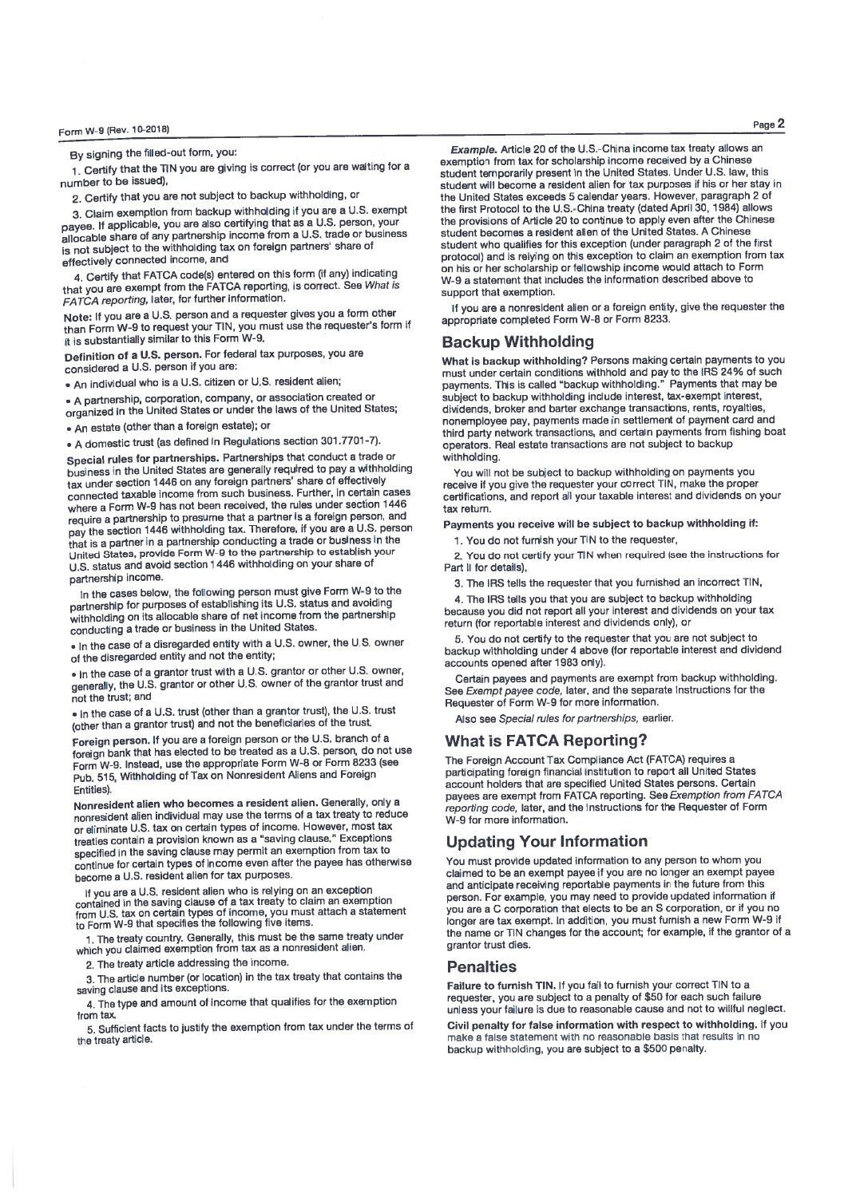By signing the filled-out form, you:

1. Certify that the TIN you are giving is correct (or you are waiting for a number to be issued),

2. Certify that you are not subject to backup withholding, or

3. Claim exemption from backup withholding if you are a U.S. exempt payee. If applicable, you are also certifying that as a U.S. person, your allocable share of any partnership income from a U.S. trade or business is not subject to the withholding tax on foreign partners' share of effectively connected income, and

4. Certify that FATCA code(s) entered on this form (if any) indicating that you are exempt from the FATCA reporting, is correct. See *What is FATCA reporting,* later, for further information.

**Note:** If you are a U.S. person and a requester gives you a form other than Form W-9 to request your TIN, you must use the requester's form if it is substantially similar to this Form W-9.

**Definition of a U.S. person.** For federal tax purposes, you are considered a U.S. person if you are:

- An individual who is a U.S. citizen or U.S. resident alien;
- A partnership, corporation, company, or association created or organized in the United States or under the laws of the United States;
- An estate (other than a foreign estate); or
- A domestic trust (as defined in Regulations section 301.7701-7).

**Special rules for partnerships.** Partnerships that conduct a trade or business in the United States are generally required to pay a withholding tax under section 1446 on any foreign partners' share of effectively connected taxable income from such business. Further, in certain cases where a Form W-9 has not been received, the rules under section 1446 require a partnership to presume that a partner is a foreign person, and pay the section 1446 withholding tax. Therefore, if you are a U.S. person that is a partner in a partnership conducting a trade or business in the United States, provide Form W-9 to the partnership to establish your U.S. status and avoid section 1446 withholding on your share of partnership income.

In the cases below, the following person must give Form W-9 to the partnership for purposes of establishing its U.S. status and avoiding withholding on its allocable share of net income from the partnership conducting a trade or business in the United States.

- In the case of a disregarded entity with a U.S. owner, the U.S. owner of the disregarded entity and not the entity;
- In the case of a grantor trust with a U.S. grantor or other U.S. owner, generally, the U.S. grantor or other U.S. owner of the grantor trust and not the trust; and
- In the case of a U.S. trust (other than a grantor trust), the U.S. trust (other than a grantor trust) and not the beneficiaries of the trust.

**Foreign person.** If you are a foreign person or the U.S. branch of a foreign bank that has elected to be treated as a U.S. person, do not use Form W-9. Instead, use the appropriate Form W-8 or Form 8233 (see Pub. 515, Withholding of Tax on Nonresident Aliens and Foreign Entities).

**Nonresident alien who becomes a resident alien.** Generally, only a nonresident alien individual may use the terms of a tax treaty to reduce or eliminate U.S. tax on certain types of income. However, most tax treaties contain a provision known as a "saving clause." Exceptions specified in the saving clause may permit an exemption from tax to continue for certain types of income even after the payee has otherwise become a U.S. resident alien for tax purposes.

If you are a U.S. resident alien who is relying on an exception contained in the saving clause of a tax treaty to claim an exemption from U.S. tax on certain types of income, you must attach a statement to Form W-9 that specifies the following five items.

1. The treaty country. Generally, this must be the same treaty under which you claimed exemption from tax as a nonresident alien.

2. The treaty article addressing the income.

3. The article number (or location) in the tax treaty that contains the saving clause and its exceptions.

4. The type and amount of income that qualifies for the exemption from tax.

5. Sufficient facts to justify the exemption from tax under the terms of the treaty article.

***Example.*** Article 20 of the U.S.-China income tax treaty allows an exemption from tax for scholarship income received by a Chinese student temporarily present in the United States. Under U.S. law, this student will become a resident alien for tax purposes if his or her stay in the United States exceeds 5 calendar years. However, paragraph 2 of the first Protocol to the U.S.-China treaty (dated April 30, 1984) allows the provisions of Article 20 to continue to apply even after the Chinese student becomes a resident alien of the United States. A Chinese student who qualifies for this exception (under paragraph 2 of the first protocol) and is relying on this exception to claim an exemption from tax on his or her scholarship or fellowship income would attach to Form W-9 a statement that includes the information described above to support that exemption.

If you are a nonresident alien or a foreign entity, give the requester the appropriate completed Form W-8 or Form 8233.

## Backup Withholding

**What is backup withholding?** Persons making certain payments to you must under certain conditions withhold and pay to the IRS 24% of such payments. This is called "backup withholding." Payments that may be subject to backup withholding include interest, tax-exempt interest, dividends, broker and barter exchange transactions, rents, royalties, nonemployee pay, payments made in settlement of payment card and third party network transactions, and certain payments from fishing boat operators. Real estate transactions are not subject to backup withholding.

You will not be subject to backup withholding on payments you receive if you give the requester your correct TIN, make the proper certifications, and report all your taxable interest and dividends on your tax return.

**Payments you receive will be subject to backup withholding if:**

1. You do not furnish your TIN to the requester,

2. You do not certify your TIN when required (see the instructions for Part II for details),

3. The IRS tells the requester that you furnished an incorrect TIN,

4. The IRS tells you that you are subject to backup withholding because you did not report all your interest and dividends on your tax return (for reportable interest and dividends only), or

5. You do not certify to the requester that you are not subject to backup withholding under 4 above (for reportable interest and dividend accounts opened after 1983 only).

Certain payees and payments are exempt from backup withholding. See *Exempt payee code,* later, and the separate Instructions for the Requester of Form W-9 for more information.

Also see *Special rules for partnerships,* earlier.

## What is FATCA Reporting?

The Foreign Account Tax Compliance Act (FATCA) requires a participating foreign financial institution to report all United States account holders that are specified United States persons. Certain payees are exempt from FATCA reporting. See *Exemption from FATCA reporting code,* later, and the Instructions for the Requester of Form W-9 for more information.

## Updating Your Information

You must provide updated information to any person to whom you claimed to be an exempt payee if you are no longer an exempt payee and anticipate receiving reportable payments in the future from this person. For example, you may need to provide updated information if you are a C corporation that elects to be an S corporation, or if you no longer are tax exempt. In addition, you must furnish a new Form W-9 if the name or TIN changes for the account; for example, if the grantor of a grantor trust dies.

## Penalties

**Failure to furnish TIN.** If you fail to furnish your correct TIN to a requester, you are subject to a penalty of $50 for each such failure unless your failure is due to reasonable cause and not to willful neglect.

**Civil penalty for false information with respect to withholding.** If you make a false statement with no reasonable basis that results in no backup withholding, you are subject to a $500 penalty.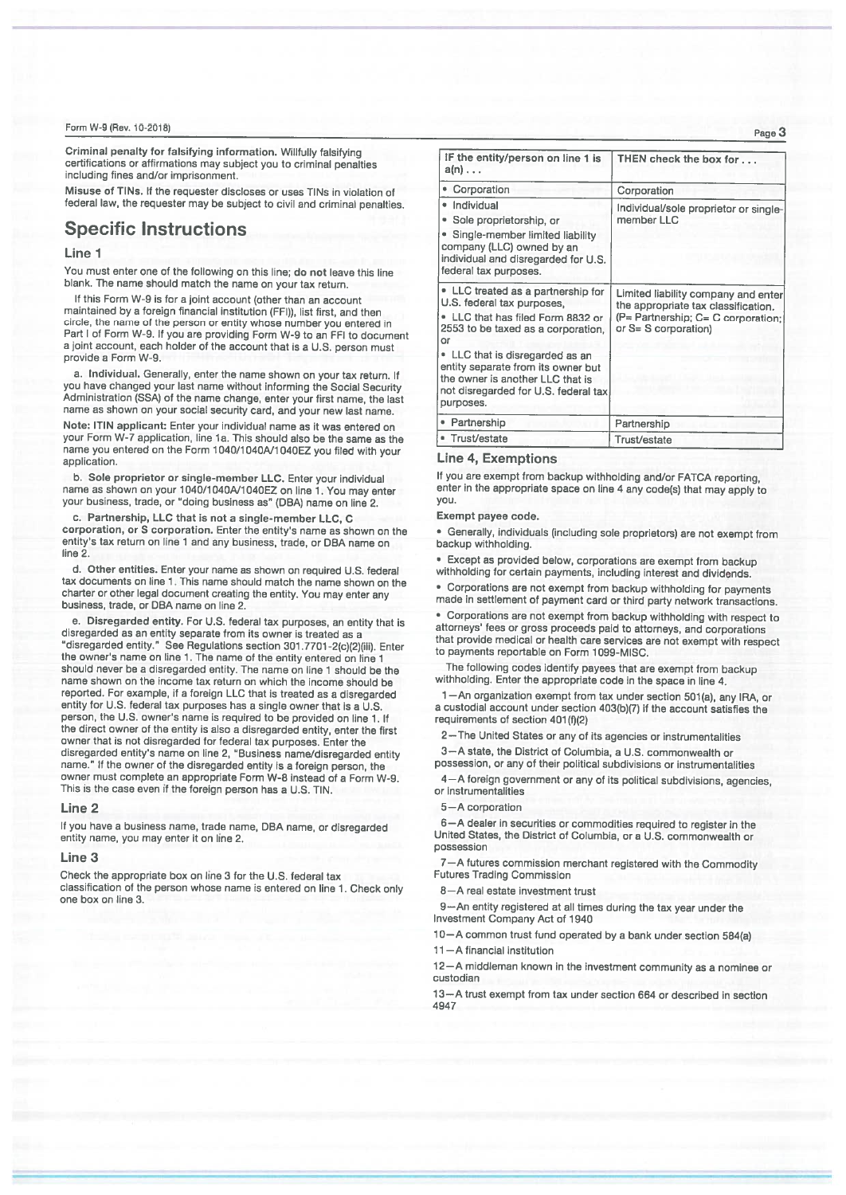**Criminal penalty for falsifying information.** Willfully falsifying certifications or affirmations may subject you to criminal penalties including fines and/or imprisonment.

**Misuse of TINs.** If the requester discloses or uses TINs in violation of federal law, the requester may be subject to civil and criminal penalties.

## Specific Instructions

### Line 1

You must enter one of the following on this line; **do not** leave this line blank. The name should match the name on your tax return.

If this Form W-9 is for a joint account (other than an account maintained by a foreign financial institution (FFI)), list first, and then circle, the name of the person or entity whose number you entered in Part I of Form W-9. If you are providing Form W-9 to an FFI to document a joint account, each holder of the account that is a U.S. person must provide a Form W-9.

a. **Individual.** Generally, enter the name shown on your tax return. If you have changed your last name without informing the Social Security Administration (SSA) of the name change, enter your first name, the last name as shown on your social security card, and your new last name.

**Note: ITIN applicant:** Enter your individual name as it was entered on your Form W-7 application, line 1a. This should also be the same as the name you entered on the Form 1040/1040A/1040EZ you filed with your application.

b. **Sole proprietor or single-member LLC.** Enter your individual name as shown on your 1040/1040A/1040EZ on line 1. You may enter your business, trade, or "doing business as" (DBA) name on line 2.

c. **Partnership, LLC that is not a single-member LLC, C corporation, or S corporation.** Enter the entity's name as shown on the entity's tax return on line 1 and any business, trade, or DBA name on line 2.

d. **Other entities.** Enter your name as shown on required U.S. federal tax documents on line 1. This name should match the name shown on the charter or other legal document creating the entity. You may enter any business, trade, or DBA name on line 2.

e. **Disregarded entity.** For U.S. federal tax purposes, an entity that is disregarded as an entity separate from its owner is treated as a "disregarded entity." See Regulations section 301.7701-2(c)(2)(iii). Enter the owner's name on line 1. The name of the entity entered on line 1 should never be a disregarded entity. The name on line 1 should be the name shown on the income tax return on which the income should be reported. For example, if a foreign LLC that is treated as a disregarded entity for U.S. federal tax purposes has a single owner that is a U.S. person, the U.S. owner's name is required to be provided on line 1. If the direct owner of the entity is also a disregarded entity, enter the first owner that is not disregarded for federal tax purposes. Enter the disregarded entity's name on line 2, "Business name/disregarded entity name." If the owner of the disregarded entity is a foreign person, the owner must complete an appropriate Form W-8 instead of a Form W-9. This is the case even if the foreign person has a U.S. TIN.

### Line 2

If you have a business name, trade name, DBA name, or disregarded entity name, you may enter it on line 2.

### Line 3

Check the appropriate box on line 3 for the U.S. federal tax classification of the person whose name is entered on line 1. Check only one box on line 3.

| IF the entity/person on line 1 is a(n) . . . | THEN check the box for . . . |
|---|---|
| • Corporation | Corporation |
| • Individual<br>• Sole proprietorship, or<br>• Single-member limited liability company (LLC) owned by an individual and disregarded for U.S. federal tax purposes. | Individual/sole proprietor or single-member LLC |
| • LLC treated as a partnership for U.S. federal tax purposes,<br>• LLC that has filed Form 8832 or 2553 to be taxed as a corporation, or<br>• LLC that is disregarded as an entity separate from its owner but the owner is another LLC that is not disregarded for U.S. federal tax purposes. | Limited liability company and enter the appropriate tax classification. (P= Partnership; C= C corporation; or S= S corporation) |
| • Partnership | Partnership |
| • Trust/estate | Trust/estate |

### Line 4, Exemptions

If you are exempt from backup withholding and/or FATCA reporting, enter in the appropriate space on line 4 any code(s) that may apply to you.

**Exempt payee code.**

- Generally, individuals (including sole proprietors) are not exempt from backup withholding.
- Except as provided below, corporations are exempt from backup withholding for certain payments, including interest and dividends.
- Corporations are not exempt from backup withholding for payments made in settlement of payment card or third party network transactions.
- Corporations are not exempt from backup withholding with respect to attorneys' fees or gross proceeds paid to attorneys, and corporations that provide medical or health care services are not exempt with respect to payments reportable on Form 1099-MISC.

The following codes identify payees that are exempt from backup withholding. Enter the appropriate code in the space in line 4.

1—An organization exempt from tax under section 501(a), any IRA, or a custodial account under section 403(b)(7) if the account satisfies the requirements of section 401(f)(2)

2—The United States or any of its agencies or instrumentalities

3—A state, the District of Columbia, a U.S. commonwealth or possession, or any of their political subdivisions or instrumentalities

4—A foreign government or any of its political subdivisions, agencies, or instrumentalities

5—A corporation

6—A dealer in securities or commodities required to register in the United States, the District of Columbia, or a U.S. commonwealth or possession

7—A futures commission merchant registered with the Commodity Futures Trading Commission

8—A real estate investment trust

9—An entity registered at all times during the tax year under the Investment Company Act of 1940

10—A common trust fund operated by a bank under section 584(a)

11—A financial institution

12—A middleman known in the investment community as a nominee or custodian

13—A trust exempt from tax under section 664 or described in section 4947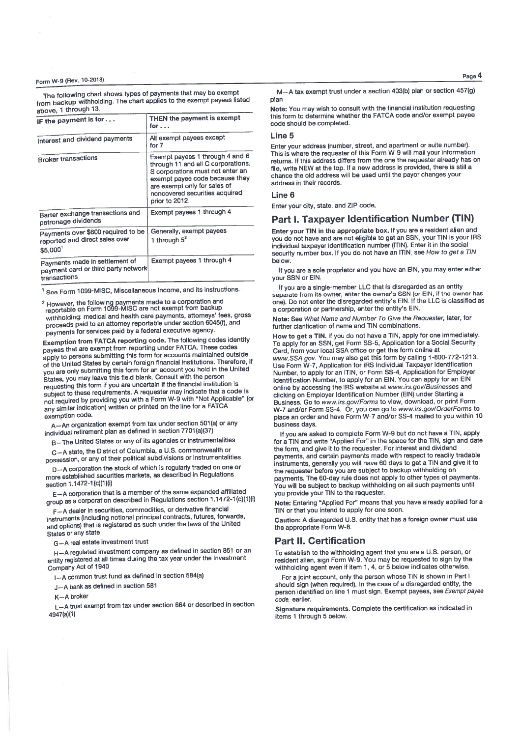The following chart shows types of payments that may be exempt from backup withholding. The chart applies to the exempt payees listed above, 1 through 13.

| IF the payment is for . . . | THEN the payment is exempt for . . . |
|---|---|
| Interest and dividend payments | All exempt payees except for 7 |
| Broker transactions | Exempt payees 1 through 4 and 6 through 11 and all C corporations. S corporations must not enter an exempt payee code because they are exempt only for sales of noncovered securities acquired prior to 2012. |
| Barter exchange transactions and patronage dividends | Exempt payees 1 through 4 |
| Payments over $600 required to be reported and direct sales over $5,000[1] | Generally, exempt payees 1 through 5[2] |
| Payments made in settlement of payment card or third party network transactions | Exempt payees 1 through 4 |

[1] See Form 1099-MISC, Miscellaneous Income, and its instructions.

[2] However, the following payments made to a corporation and reportable on Form 1099-MISC are not exempt from backup withholding: medical and health care payments, attorneys' fees, gross proceeds paid to an attorney reportable under section 6045(f), and payments for services paid by a federal executive agency.

**Exemption from FATCA reporting code.** The following codes identify payees that are exempt from reporting under FATCA. These codes apply to persons submitting this form for accounts maintained outside of the United States by certain foreign financial institutions. Therefore, if you are only submitting this form for an account you hold in the United States, you may leave this field blank. Consult with the person requesting this form if you are uncertain if the financial institution is subject to these requirements. A requester may indicate that a code is not required by providing you with a Form W-9 with "Not Applicable" (or any similar indication) written or printed on the line for a FATCA exemption code.

A—An organization exempt from tax under section 501(a) or any individual retirement plan as defined in section 7701(a)(37)

B—The United States or any of its agencies or instrumentalities

C—A state, the District of Columbia, a U.S. commonwealth or possession, or any of their political subdivisions or instrumentalities

D—A corporation the stock of which is regularly traded on one or more established securities markets, as described in Regulations section 1.1472-1(c)(1)(i)

E—A corporation that is a member of the same expanded affiliated group as a corporation described in Regulations section 1.1472-1(c)(1)(i)

F—A dealer in securities, commodities, or derivative financial instruments (including notional principal contracts, futures, forwards, and options) that is registered as such under the laws of the United States or any state

G—A real estate investment trust

H—A regulated investment company as defined in section 851 or an entity registered at all times during the tax year under the Investment Company Act of 1940

I—A common trust fund as defined in section 584(a)

J—A bank as defined in section 581

K—A broker

L—A trust exempt from tax under section 664 or described in section 4947(a)(1)

M—A tax exempt trust under a section 403(b) plan or section 457(g) plan

**Note:** You may wish to consult with the financial institution requesting this form to determine whether the FATCA code and/or exempt payee code should be completed.

### Line 5

Enter your address (number, street, and apartment or suite number). This is where the requester of this Form W-9 will mail your information returns. If this address differs from the one the requester already has on file, write NEW at the top. If a new address is provided, there is still a chance the old address will be used until the payor changes your address in their records.

### Line 6

Enter your city, state, and ZIP code.

## Part I. Taxpayer Identification Number (TIN)

**Enter your TIN in the appropriate box.** If you are a resident alien and you do not have and are not eligible to get an SSN, your TIN is your IRS individual taxpayer identification number (ITIN). Enter it in the social security number box. If you do not have an ITIN, see *How to get a TIN* below.

If you are a sole proprietor and you have an EIN, you may enter either your SSN or EIN.

If you are a single-member LLC that is disregarded as an entity separate from its owner, enter the owner's SSN (or EIN, if the owner has one). Do not enter the disregarded entity's EIN. If the LLC is classified as a corporation or partnership, enter the entity's EIN.

**Note:** See *What Name and Number To Give the Requester*, later, for further clarification of name and TIN combinations.

**How to get a TIN.** If you do not have a TIN, apply for one immediately. To apply for an SSN, get Form SS-5, Application for a Social Security Card, from your local SSA office or get this form online at *www.SSA.gov*. You may also get this form by calling 1-800-772-1213. Use Form W-7, Application for IRS Individual Taxpayer Identification Number, to apply for an ITIN, or Form SS-4, Application for Employer Identification Number, to apply for an EIN. You can apply for an EIN online by accessing the IRS website at *www.irs.gov/Businesses* and clicking on Employer Identification Number (EIN) under Starting a Business. Go to *www.irs.gov/Forms* to view, download, or print Form W-7 and/or Form SS-4. Or, you can go to *www.irs.gov/OrderForms* to place an order and have Form W-7 and/or SS-4 mailed to you within 10 business days.

If you are asked to complete Form W-9 but do not have a TIN, apply for a TIN and write "Applied For" in the space for the TIN, sign and date the form, and give it to the requester. For interest and dividend payments, and certain payments made with respect to readily tradable instruments, generally you will have 60 days to get a TIN and give it to the requester before you are subject to backup withholding on payments. The 60-day rule does not apply to other types of payments. You will be subject to backup withholding on all such payments until you provide your TIN to the requester.

**Note:** Entering "Applied For" means that you have already applied for a TIN or that you intend to apply for one soon.

**Caution:** A disregarded U.S. entity that has a foreign owner must use the appropriate Form W-8.

## Part II. Certification

To establish to the withholding agent that you are a U.S. person, or resident alien, sign Form W-9. You may be requested to sign by the withholding agent even if item 1, 4, or 5 below indicates otherwise.

For a joint account, only the person whose TIN is shown in Part I should sign (when required). In the case of a disregarded entity, the person identified on line 1 must sign. Exempt payees, see *Exempt payee code*, earlier.

**Signature requirements.** Complete the certification as indicated in items 1 through 5 below.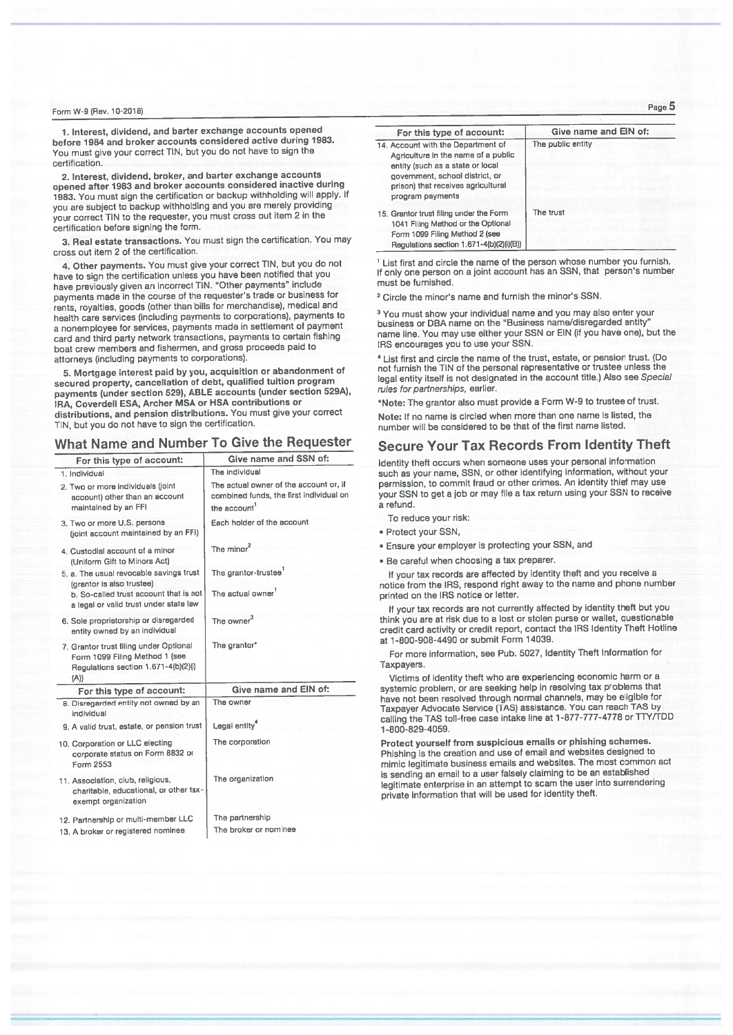1. **Interest, dividend, and barter exchange accounts opened before 1984 and broker accounts considered active during 1983.** You must give your correct TIN, but you do not have to sign the certification.

2. **Interest, dividend, broker, and barter exchange accounts opened after 1983 and broker accounts considered inactive during 1983.** You must sign the certification or backup withholding will apply. If you are subject to backup withholding and you are merely providing your correct TIN to the requester, you must cross out item 2 in the certification before signing the form.

3. **Real estate transactions.** You must sign the certification. You may cross out item 2 of the certification.

4. **Other payments.** You must give your correct TIN, but you do not have to sign the certification unless you have been notified that you have previously given an incorrect TIN. "Other payments" include payments made in the course of the requester's trade or business for rents, royalties, goods (other than bills for merchandise), medical and health care services (including payments to corporations), payments to a nonemployee for services, payments made in settlement of payment card and third party network transactions, payments to certain fishing boat crew members and fishermen, and gross proceeds paid to attorneys (including payments to corporations).

5. **Mortgage interest paid by you, acquisition or abandonment of secured property, cancellation of debt, qualified tuition program payments (under section 529), ABLE accounts (under section 529A), IRA, Coverdell ESA, Archer MSA or HSA contributions or distributions, and pension distributions.** You must give your correct TIN, but you do not have to sign the certification.

## What Name and Number To Give the Requester

| For this type of account: | Give name and SSN of: |
|---|---|
| 1. Individual | The individual |
| 2. Two or more individuals (joint account) other than an account maintained by an FFI | The actual owner of the account or, if combined funds, the first individual on the account[1] |
| 3. Two or more U.S. persons (joint account maintained by an FFI) | Each holder of the account |
| 4. Custodial account of a minor (Uniform Gift to Minors Act) | The minor[2] |
| 5. a. The usual revocable savings trust (grantor is also trustee) | The grantor-trustee[1] |
| b. So-called trust account that is not a legal or valid trust under state law | The actual owner[1] |
| 6. Sole proprietorship or disregarded entity owned by an individual | The owner[3] |
| 7. Grantor trust filing under Optional Form 1099 Filing Method 1 (see Regulations section 1.671-4(b)(2)(i)(A)) | The grantor* |
| **For this type of account:** | **Give name and EIN of:** |
| 8. Disregarded entity not owned by an individual | The owner |
| 9. A valid trust, estate, or pension trust | Legal entity[4] |
| 10. Corporation or LLC electing corporate status on Form 8832 or Form 2553 | The corporation |
| 11. Association, club, religious, charitable, educational, or other tax-exempt organization | The organization |
| 12. Partnership or multi-member LLC | The partnership |
| 13. A broker or registered nominee | The broker or nominee |
| 14. Account with the Department of Agriculture in the name of a public entity (such as a state or local government, school district, or prison) that receives agricultural program payments | The public entity |
| 15. Grantor trust filing under the Form 1041 Filing Method or the Optional Form 1099 Filing Method 2 (see Regulations section 1.671-4(b)(2)(i)(B)) | The trust |

[1] List first and circle the name of the person whose number you furnish. If only one person on a joint account has an SSN, that person's number must be furnished.

[2] Circle the minor's name and furnish the minor's SSN.

[3] You must show your individual name and you may also enter your business or DBA name on the "Business name/disregarded entity" name line. You may use either your SSN or EIN (if you have one), but the IRS encourages you to use your SSN.

[4] List first and circle the name of the trust, estate, or pension trust. (Do not furnish the TIN of the personal representative or trustee unless the legal entity itself is not designated in the account title.) Also see *Special rules for partnerships,* earlier.

*Note: The grantor also must provide a Form W-9 to trustee of trust.

**Note:** If no name is circled when more than one name is listed, the number will be considered to be that of the first name listed.

## Secure Your Tax Records From Identity Theft

Identity theft occurs when someone uses your personal information such as your name, SSN, or other identifying information, without your permission, to commit fraud or other crimes. An identity thief may use your SSN to get a job or may file a tax return using your SSN to receive a refund.

To reduce your risk:

- Protect your SSN,
- Ensure your employer is protecting your SSN, and
- Be careful when choosing a tax preparer.

If your tax records are affected by identity theft and you receive a notice from the IRS, respond right away to the name and phone number printed on the IRS notice or letter.

If your tax records are not currently affected by identity theft but you think you are at risk due to a lost or stolen purse or wallet, questionable credit card activity or credit report, contact the IRS Identity Theft Hotline at 1-800-908-4490 or submit Form 14039.

For more information, see Pub. 5027, Identity Theft Information for Taxpayers.

Victims of identity theft who are experiencing economic harm or a systemic problem, or are seeking help in resolving tax problems that have not been resolved through normal channels, may be eligible for Taxpayer Advocate Service (TAS) assistance. You can reach TAS by calling the TAS toll-free case intake line at 1-877-777-4778 or TTY/TDD 1-800-829-4059.

**Protect yourself from suspicious emails or phishing schemes.** Phishing is the creation and use of email and websites designed to mimic legitimate business emails and websites. The most common act is sending an email to a user falsely claiming to be an established legitimate enterprise in an attempt to scam the user into surrendering private information that will be used for identity theft.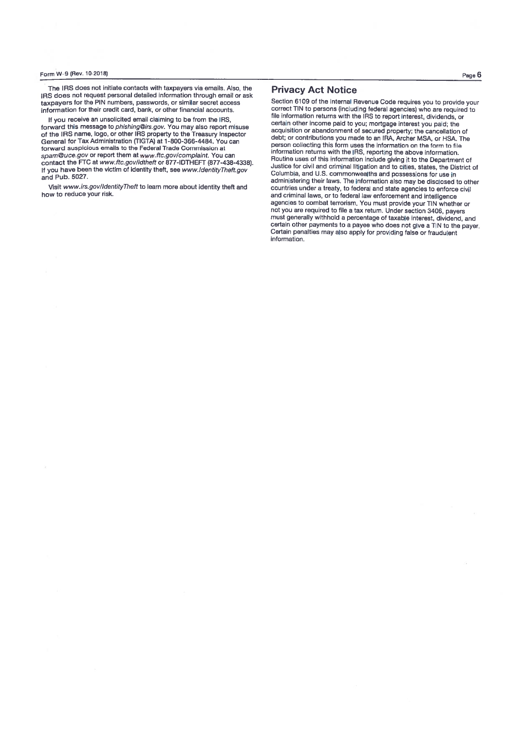The IRS does not initiate contacts with taxpayers via emails. Also, the IRS does not request personal detailed information through email or ask taxpayers for the PIN numbers, passwords, or similar secret access information for their credit card, bank, or other financial accounts.

If you receive an unsolicited email claiming to be from the IRS, forward this message to *phishing@irs.gov*. You may also report misuse of the IRS name, logo, or other IRS property to the Treasury Inspector General for Tax Administration (TIGTA) at 1-800-366-4484. You can forward suspicious emails to the Federal Trade Commission at *spam@uce.gov* or report them at *www.ftc.gov/complaint*. You can contact the FTC at *www.ftc.gov/idtheft* or 877-IDTHEFT (877-438-4338). If you have been the victim of identity theft, see *www.IdentityTheft.gov* and Pub. 5027.

Visit *www.irs.gov/IdentityTheft* to learn more about identity theft and how to reduce your risk.

## Privacy Act Notice

Section 6109 of the Internal Revenue Code requires you to provide your correct TIN to persons (including federal agencies) who are required to file information returns with the IRS to report interest, dividends, or certain other income paid to you; mortgage interest you paid; the acquisition or abandonment of secured property; the cancellation of debt; or contributions you made to an IRA, Archer MSA, or HSA. The person collecting this form uses the information on the form to file information returns with the IRS, reporting the above information. Routine uses of this information include giving it to the Department of Justice for civil and criminal litigation and to cities, states, the District of Columbia, and U.S. commonwealths and possessions for use in administering their laws. The information also may be disclosed to other countries under a treaty, to federal and state agencies to enforce civil and criminal laws, or to federal law enforcement and intelligence agencies to combat terrorism. You must provide your TIN whether or not you are required to file a tax return. Under section 3406, payers must generally withhold a percentage of taxable interest, dividend, and certain other payments to a payee who does not give a TIN to the payer. Certain penalties may also apply for providing false or fraudulent information.